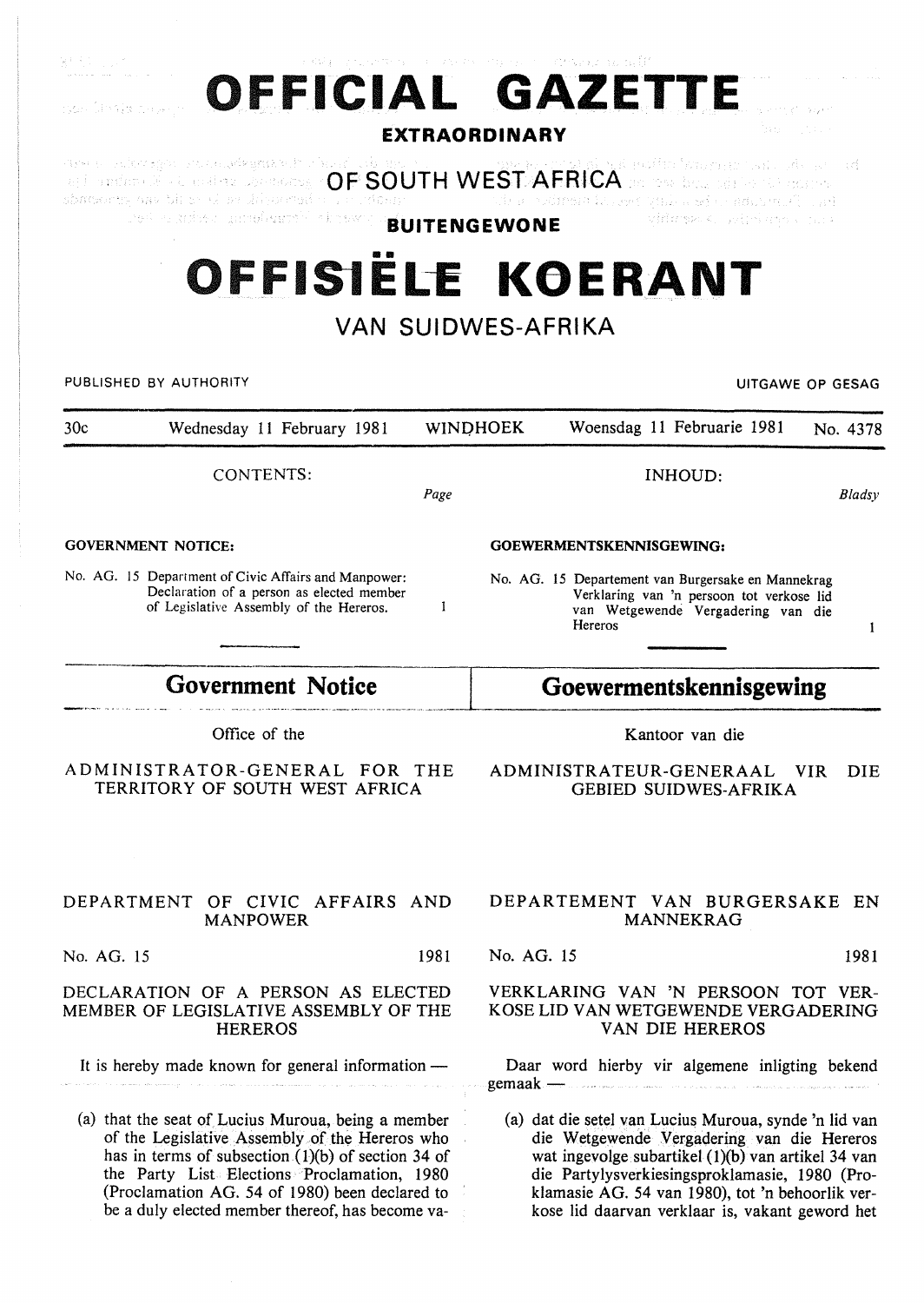# OFFICIAL GAZETTE

**EXTRAORDINARY**

## OF SOUTH WEST AFRICA

**BUITENGEWONE**

# OFFISIËLE KOERANT

## VAN SUIDWES-AFRIKA

PUBLISHED BY AUTHORITY — UITGAWE OP GESAG

30c — Wednesday 11 February 1981 — WINDHOEK — Woensdag 11 Februarie 1981 — No. 4378

CONTENTS:

| | Page |
|---|---|
| **GOVERNMENT NOTICE:** | |
| No. AG. 15 Department of Civic Affairs and Manpower: Declaration of a person as elected member of Legislative Assembly of the Hereros. | 1 |

INHOUD:

| | Bladsy |
|---|---|
| **GOEWERMENTSKENNISGEWING:** | |
| No. AG. 15 Departement van Burgersake en Mannekrag Verklaring van 'n persoon tot verkose lid van Wetgewende Vergadering van die Hereros | 1 |

## Government Notice

Office of the

ADMINISTRATOR-GENERAL FOR THE TERRITORY OF SOUTH WEST AFRICA

DEPARTMENT OF CIVIC AFFAIRS AND MANPOWER

No. AG. 15 — 1981

DECLARATION OF A PERSON AS ELECTED MEMBER OF LEGISLATIVE ASSEMBLY OF THE HEREROS

It is hereby made known for general information —

(a) that the seat of Lucius Muroua, being a member of the Legislative Assembly of the Hereros who has in terms of subsection (1)(b) of section 34 of the Party List Elections Proclamation, 1980 (Proclamation AG. 54 of 1980) been declared to be a duly elected member thereof, has become va-

## Goewermentskennisgewing

Kantoor van die

ADMINISTRATEUR-GENERAAL VIR DIE GEBIED SUIDWES-AFRIKA

DEPARTEMENT VAN BURGERSAKE EN MANNEKRAG

No. AG. 15 — 1981

VERKLARING VAN 'N PERSOON TOT VERKOSE LID VAN WETGEWENDE VERGADERING VAN DIE HEREROS

Daar word hierby vir algemene inligting bekend gemaak —

(a) dat die setel van Lucius Muroua, synde 'n lid van die Wetgewende Vergadering van die Hereros wat ingevolge subartikel (1)(b) van artikel 34 van die Partylysverkiesingsproklamasie, 1980 (Proklamasie AG. 54 van 1980), tot 'n behoorlik verkose lid daarvan verklaar is, vakant geword het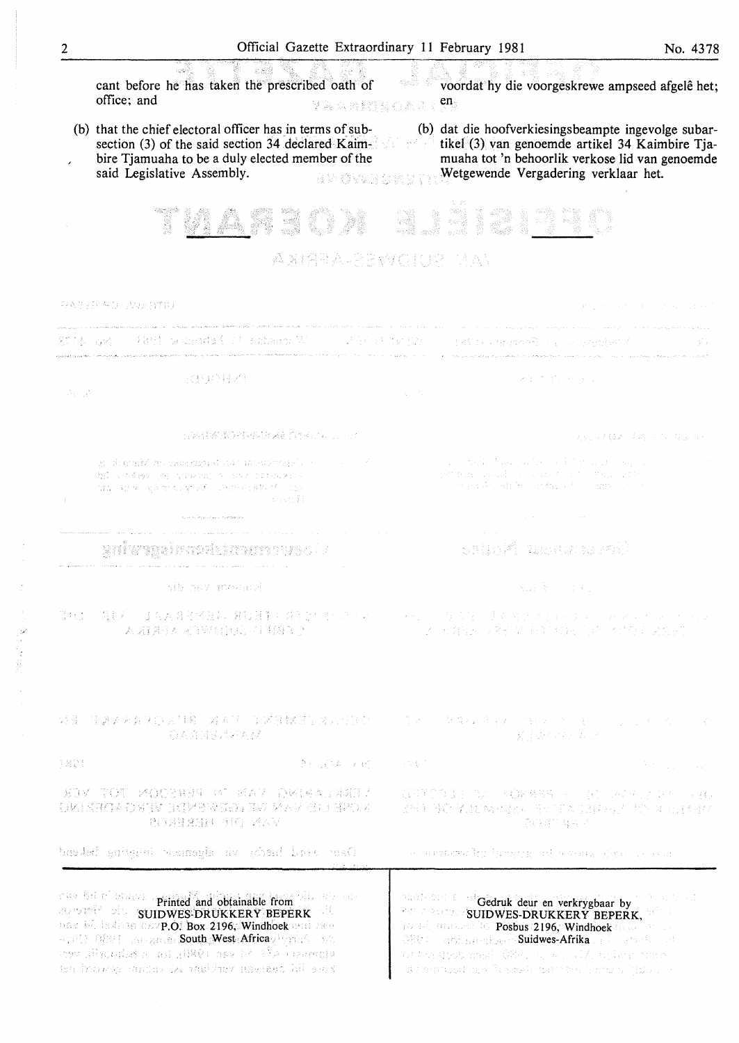cant before he has taken the prescribed oath of office; and

(b) that the chief electoral officer has in terms of subsection (3) of the said section 34 declared Kaimbire Tjamuaha to be a duly elected member of the said Legislative Assembly.

voordat hy die voorgeskrewe ampseed afgelê het; en

(b) dat die hoofverkiesingsbeampte ingevolge subartikel (3) van genoemde artikel 34 Kaimbire Tjamuaha tot 'n behoorlik verkose lid van genoemde Wetgewende Vergadering verklaar het.

---

Printed and obtainable from
SUIDWES-DRUKKERY BEPERK
P.O. Box 2196, Windhoek
South West Africa

Gedruk deur en verkrygbaar by
SUIDWES-DRUKKERY BEPERK,
Posbus 2196, Windhoek
Suidwes-Afrika